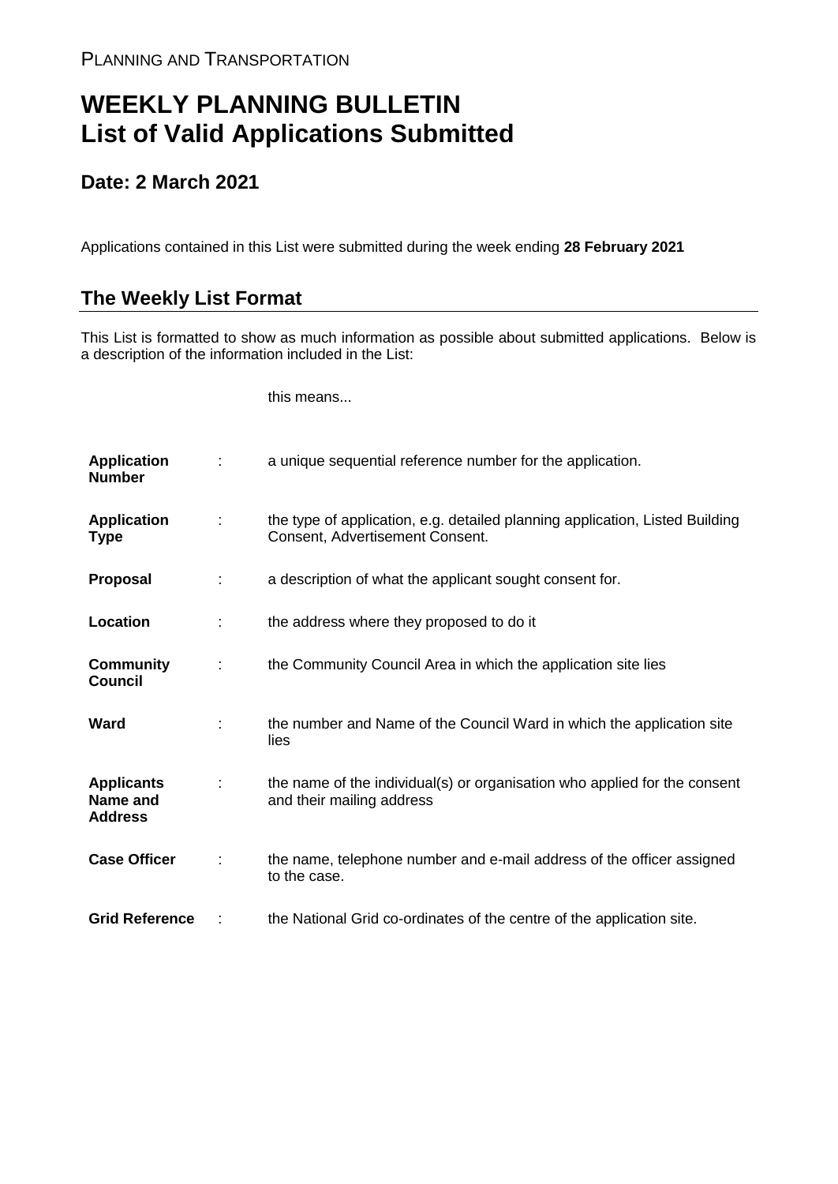PLANNING AND TRANSPORTATION

# WEEKLY PLANNING BULLETIN
# List of Valid Applications Submitted

## Date: 2 March 2021

Applications contained in this List were submitted during the week ending **28 February 2021**

## The Weekly List Format

This List is formatted to show as much information as possible about submitted applications. Below is a description of the information included in the List:

| | | this means... |
|---|---|---|
| **Application Number** | : | a unique sequential reference number for the application. |
| **Application Type** | : | the type of application, e.g. detailed planning application, Listed Building Consent, Advertisement Consent. |
| **Proposal** | : | a description of what the applicant sought consent for. |
| **Location** | : | the address where they proposed to do it |
| **Community Council** | : | the Community Council Area in which the application site lies |
| **Ward** | : | the number and Name of the Council Ward in which the application site lies |
| **Applicants Name and Address** | : | the name of the individual(s) or organisation who applied for the consent and their mailing address |
| **Case Officer** | : | the name, telephone number and e-mail address of the officer assigned to the case. |
| **Grid Reference** | : | the National Grid co-ordinates of the centre of the application site. |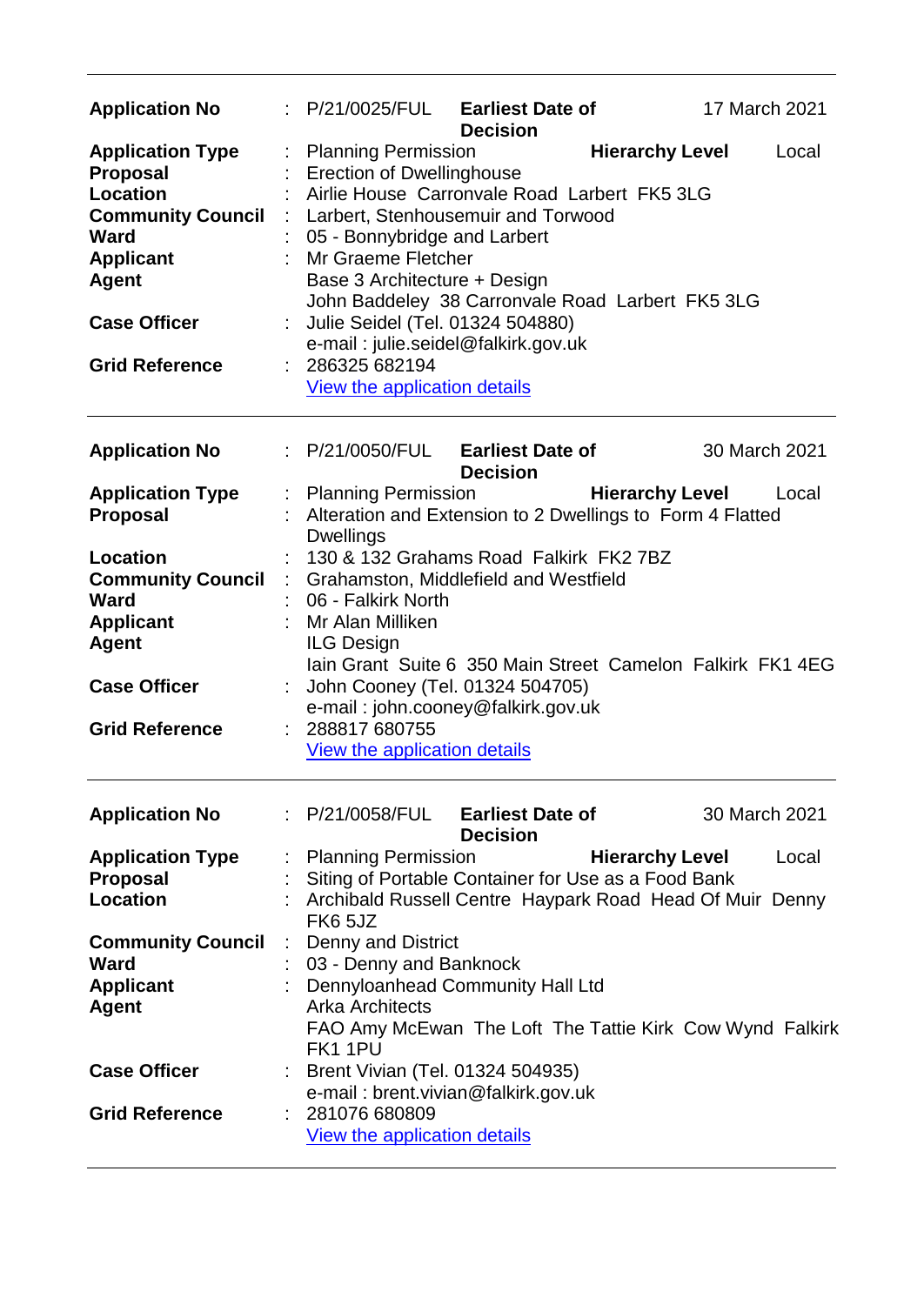---

| | | | | |
|---|---|---|---|---|
| **Application No** | : P/21/0025/FUL | **Earliest Date of Decision** | | 17 March 2021 |
| **Application Type** | : Planning Permission | | **Hierarchy Level** | Local |
| **Proposal** | : Erection of Dwellinghouse | | | |
| **Location** | : Airlie House Carronvale Road Larbert FK5 3LG | | | |
| **Community Council** | : Larbert, Stenhousemuir and Torwood | | | |
| **Ward** | : 05 - Bonnybridge and Larbert | | | |
| **Applicant** | : Mr Graeme Fletcher | | | |
| **Agent** | Base 3 Architecture + Design<br>John Baddeley 38 Carronvale Road Larbert FK5 3LG | | | |
| **Case Officer** | : Julie Seidel (Tel. 01324 504880)<br>e-mail : julie.seidel@falkirk.gov.uk | | | |
| **Grid Reference** | : 286325 682194<br>View the application details | | | |

---

| | | | | |
|---|---|---|---|---|
| **Application No** | : P/21/0050/FUL | **Earliest Date of Decision** | | 30 March 2021 |
| **Application Type** | : Planning Permission | | **Hierarchy Level** | Local |
| **Proposal** | : Alteration and Extension to 2 Dwellings to Form 4 Flatted Dwellings | | | |
| **Location** | : 130 & 132 Grahams Road Falkirk FK2 7BZ | | | |
| **Community Council** | : Grahamston, Middlefield and Westfield | | | |
| **Ward** | : 06 - Falkirk North | | | |
| **Applicant** | : Mr Alan Milliken | | | |
| **Agent** | ILG Design<br>Iain Grant Suite 6 350 Main Street Camelon Falkirk FK1 4EG | | | |
| **Case Officer** | : John Cooney (Tel. 01324 504705)<br>e-mail : john.cooney@falkirk.gov.uk | | | |
| **Grid Reference** | : 288817 680755<br>View the application details | | | |

---

| | | | | |
|---|---|---|---|---|
| **Application No** | : P/21/0058/FUL | **Earliest Date of Decision** | | 30 March 2021 |
| **Application Type** | : Planning Permission | | **Hierarchy Level** | Local |
| **Proposal** | : Siting of Portable Container for Use as a Food Bank | | | |
| **Location** | : Archibald Russell Centre Haypark Road Head Of Muir Denny FK6 5JZ | | | |
| **Community Council** | : Denny and District | | | |
| **Ward** | : 03 - Denny and Banknock | | | |
| **Applicant** | : Dennyloanhead Community Hall Ltd | | | |
| **Agent** | Arka Architects<br>FAO Amy McEwan The Loft The Tattie Kirk Cow Wynd Falkirk FK1 1PU | | | |
| **Case Officer** | : Brent Vivian (Tel. 01324 504935)<br>e-mail : brent.vivian@falkirk.gov.uk | | | |
| **Grid Reference** | : 281076 680809<br>View the application details | | | |

---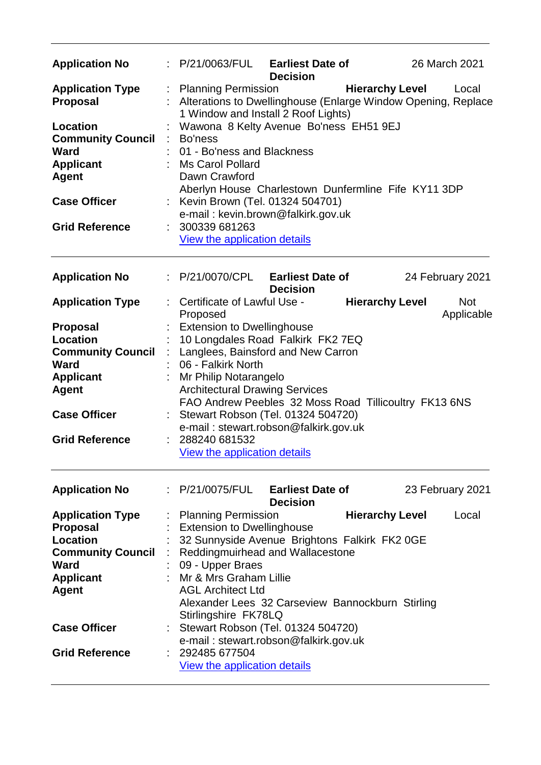| | | | | |
|---|---|---|---|---|
| **Application No** | : P/21/0063/FUL | **Earliest Date of Decision** | | 26 March 2021 |
| **Application Type** | : Planning Permission | | **Hierarchy Level** | Local |
| **Proposal** | : Alterations to Dwellinghouse (Enlarge Window Opening, Replace 1 Window and Install 2 Roof Lights) | | | |
| **Location** | : Wawona 8 Kelty Avenue Bo'ness EH51 9EJ | | | |
| **Community Council** | : Bo'ness | | | |
| **Ward** | : 01 - Bo'ness and Blackness | | | |
| **Applicant** | : Ms Carol Pollard | | | |
| **Agent** | Dawn Crawford<br>Aberlyn House Charlestown Dunfermline Fife KY11 3DP | | | |
| **Case Officer** | : Kevin Brown (Tel. 01324 504701)<br>e-mail : kevin.brown@falkirk.gov.uk | | | |
| **Grid Reference** | : 300339 681263<br>View the application details | | | |

---

| | | | | |
|---|---|---|---|---|
| **Application No** | : P/21/0070/CPL | **Earliest Date of Decision** | | 24 February 2021 |
| **Application Type** | : Certificate of Lawful Use - Proposed | | **Hierarchy Level** | Not Applicable |
| **Proposal** | : Extension to Dwellinghouse | | | |
| **Location** | : 10 Longdales Road Falkirk FK2 7EQ | | | |
| **Community Council** | : Langlees, Bainsford and New Carron | | | |
| **Ward** | : 06 - Falkirk North | | | |
| **Applicant** | : Mr Philip Notarangelo | | | |
| **Agent** | Architectural Drawing Services<br>FAO Andrew Peebles 32 Moss Road Tillicoultry FK13 6NS | | | |
| **Case Officer** | : Stewart Robson (Tel. 01324 504720)<br>e-mail : stewart.robson@falkirk.gov.uk | | | |
| **Grid Reference** | : 288240 681532<br>View the application details | | | |

---

| | | | | |
|---|---|---|---|---|
| **Application No** | : P/21/0075/FUL | **Earliest Date of Decision** | | 23 February 2021 |
| **Application Type** | : Planning Permission | | **Hierarchy Level** | Local |
| **Proposal** | : Extension to Dwellinghouse | | | |
| **Location** | : 32 Sunnyside Avenue Brightons Falkirk FK2 0GE | | | |
| **Community Council** | : Reddingmuirhead and Wallacestone | | | |
| **Ward** | : 09 - Upper Braes | | | |
| **Applicant** | : Mr & Mrs Graham Lillie | | | |
| **Agent** | AGL Architect Ltd<br>Alexander Lees 32 Carseview Bannockburn Stirling Stirlingshire FK78LQ | | | |
| **Case Officer** | : Stewart Robson (Tel. 01324 504720)<br>e-mail : stewart.robson@falkirk.gov.uk | | | |
| **Grid Reference** | : 292485 677504<br>View the application details | | | |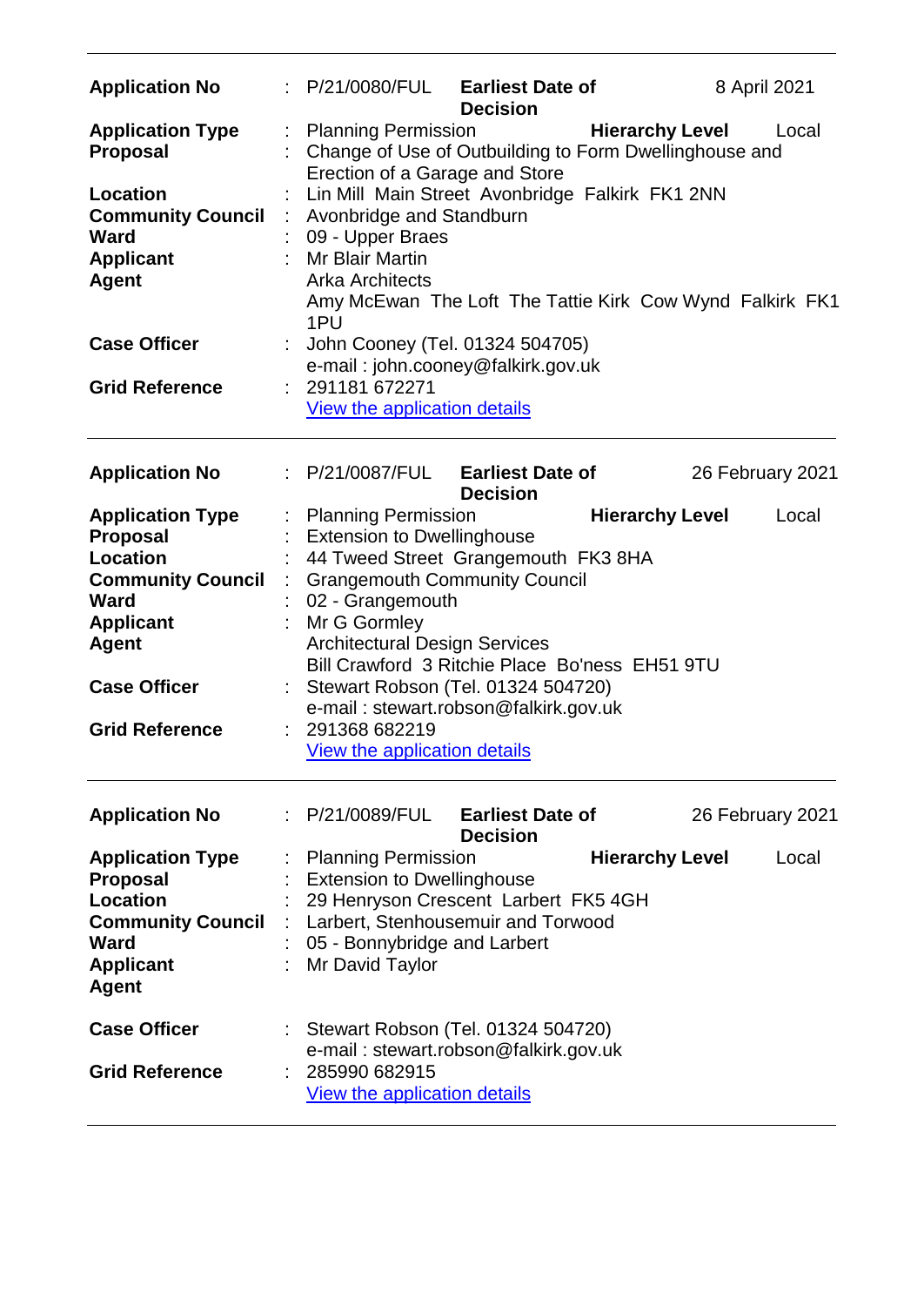| | | | | | |
|---|---|---|---|---|---|
| **Application No** | : | P/21/0080/FUL | **Earliest Date of Decision** | | 8 April 2021 |
| **Application Type** | : | Planning Permission | | **Hierarchy Level** | Local |
| **Proposal** | : | Change of Use of Outbuilding to Form Dwellinghouse and Erection of a Garage and Store | | | |
| **Location** | : | Lin Mill Main Street Avonbridge Falkirk FK1 2NN | | | |
| **Community Council** | : | Avonbridge and Standburn | | | |
| **Ward** | : | 09 - Upper Braes | | | |
| **Applicant** | : | Mr Blair Martin | | | |
| **Agent** | | Arka Architects<br>Amy McEwan The Loft The Tattie Kirk Cow Wynd Falkirk FK1 1PU | | | |
| **Case Officer** | : | John Cooney (Tel. 01324 504705)<br>e-mail : john.cooney@falkirk.gov.uk | | | |
| **Grid Reference** | : | 291181 672271<br>View the application details | | | |

| | | | | | |
|---|---|---|---|---|---|
| **Application No** | : | P/21/0087/FUL | **Earliest Date of Decision** | | 26 February 2021 |
| **Application Type** | : | Planning Permission | | **Hierarchy Level** | Local |
| **Proposal** | : | Extension to Dwellinghouse | | | |
| **Location** | : | 44 Tweed Street Grangemouth FK3 8HA | | | |
| **Community Council** | : | Grangemouth Community Council | | | |
| **Ward** | : | 02 - Grangemouth | | | |
| **Applicant** | : | Mr G Gormley | | | |
| **Agent** | | Architectural Design Services<br>Bill Crawford 3 Ritchie Place Bo'ness EH51 9TU | | | |
| **Case Officer** | : | Stewart Robson (Tel. 01324 504720)<br>e-mail : stewart.robson@falkirk.gov.uk | | | |
| **Grid Reference** | : | 291368 682219<br>View the application details | | | |

| | | | | | |
|---|---|---|---|---|---|
| **Application No** | : | P/21/0089/FUL | **Earliest Date of Decision** | | 26 February 2021 |
| **Application Type** | : | Planning Permission | | **Hierarchy Level** | Local |
| **Proposal** | : | Extension to Dwellinghouse | | | |
| **Location** | : | 29 Henryson Crescent Larbert FK5 4GH | | | |
| **Community Council** | : | Larbert, Stenhousemuir and Torwood | | | |
| **Ward** | : | 05 - Bonnybridge and Larbert | | | |
| **Applicant** | : | Mr David Taylor | | | |
| **Agent** | | | | | |
| **Case Officer** | : | Stewart Robson (Tel. 01324 504720)<br>e-mail : stewart.robson@falkirk.gov.uk | | | |
| **Grid Reference** | : | 285990 682915<br>View the application details | | | |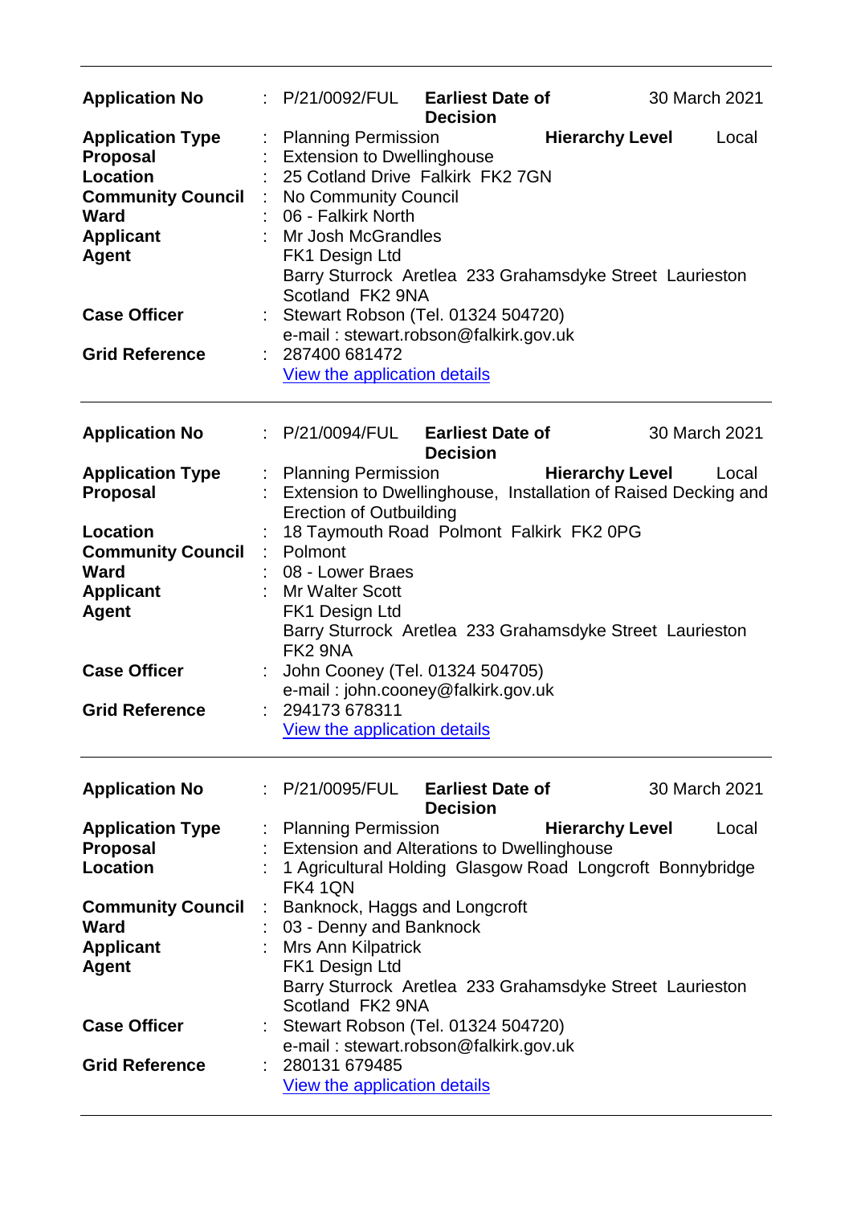| | | | | |
|---|---|---|---|---|
| **Application No** | : P/21/0092/FUL | **Earliest Date of Decision** | 30 March 2021 | |
| **Application Type** | : Planning Permission | **Hierarchy Level** | Local | |
| **Proposal** | : Extension to Dwellinghouse | | | |
| **Location** | : 25 Cotland Drive Falkirk FK2 7GN | | | |
| **Community Council** | : No Community Council | | | |
| **Ward** | : 06 - Falkirk North | | | |
| **Applicant** | : Mr Josh McGrandles | | | |
| **Agent** | FK1 Design Ltd<br>Barry Sturrock Aretlea 233 Grahamsdyke Street Laurieston Scotland FK2 9NA | | | |
| **Case Officer** | : Stewart Robson (Tel. 01324 504720)<br>e-mail : stewart.robson@falkirk.gov.uk | | | |
| **Grid Reference** | : 287400 681472<br>View the application details | | | |

| | | | | |
|---|---|---|---|---|
| **Application No** | : P/21/0094/FUL | **Earliest Date of Decision** | 30 March 2021 | |
| **Application Type** | : Planning Permission | **Hierarchy Level** | Local | |
| **Proposal** | : Extension to Dwellinghouse, Installation of Raised Decking and Erection of Outbuilding | | | |
| **Location** | : 18 Taymouth Road Polmont Falkirk FK2 0PG | | | |
| **Community Council** | : Polmont | | | |
| **Ward** | : 08 - Lower Braes | | | |
| **Applicant** | : Mr Walter Scott | | | |
| **Agent** | FK1 Design Ltd<br>Barry Sturrock Aretlea 233 Grahamsdyke Street Laurieston FK2 9NA | | | |
| **Case Officer** | : John Cooney (Tel. 01324 504705)<br>e-mail : john.cooney@falkirk.gov.uk | | | |
| **Grid Reference** | : 294173 678311<br>View the application details | | | |

| | | | | |
|---|---|---|---|---|
| **Application No** | : P/21/0095/FUL | **Earliest Date of Decision** | 30 March 2021 | |
| **Application Type** | : Planning Permission | **Hierarchy Level** | Local | |
| **Proposal** | : Extension and Alterations to Dwellinghouse | | | |
| **Location** | : 1 Agricultural Holding Glasgow Road Longcroft Bonnybridge FK4 1QN | | | |
| **Community Council** | : Banknock, Haggs and Longcroft | | | |
| **Ward** | : 03 - Denny and Banknock | | | |
| **Applicant** | : Mrs Ann Kilpatrick | | | |
| **Agent** | FK1 Design Ltd<br>Barry Sturrock Aretlea 233 Grahamsdyke Street Laurieston Scotland FK2 9NA | | | |
| **Case Officer** | : Stewart Robson (Tel. 01324 504720)<br>e-mail : stewart.robson@falkirk.gov.uk | | | |
| **Grid Reference** | : 280131 679485<br>View the application details | | | |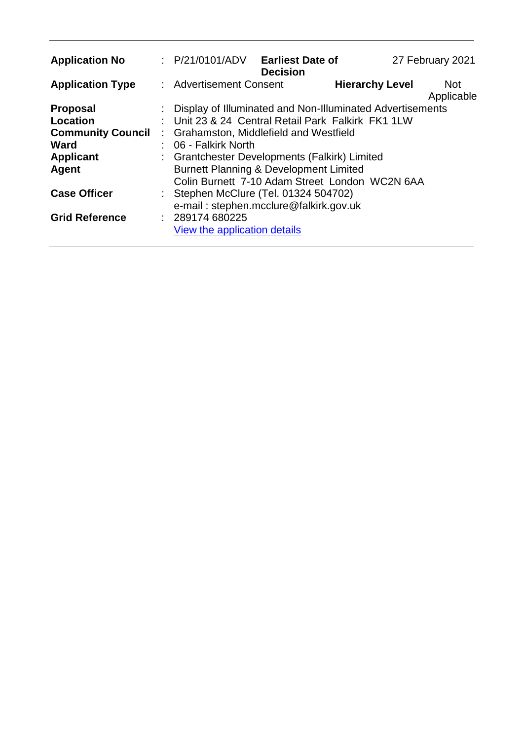| | | | | | |
|---|---|---|---|---|---|
| **Application No** | : | P/21/0101/ADV | **Earliest Date of Decision** | | 27 February 2021 |
| **Application Type** | : | Advertisement Consent | | **Hierarchy Level** | Not Applicable |
| **Proposal** | : | Display of Illuminated and Non-Illuminated Advertisements | | | |
| **Location** | : | Unit 23 & 24 Central Retail Park Falkirk FK1 1LW | | | |
| **Community Council** | : | Grahamston, Middlefield and Westfield | | | |
| **Ward** | : | 06 - Falkirk North | | | |
| **Applicant** | : | Grantchester Developments (Falkirk) Limited | | | |
| **Agent** | | Burnett Planning & Development Limited<br>Colin Burnett 7-10 Adam Street London WC2N 6AA | | | |
| **Case Officer** | : | Stephen McClure (Tel. 01324 504702)<br>e-mail : stephen.mcclure@falkirk.gov.uk | | | |
| **Grid Reference** | : | 289174 680225<br>View the application details | | | |